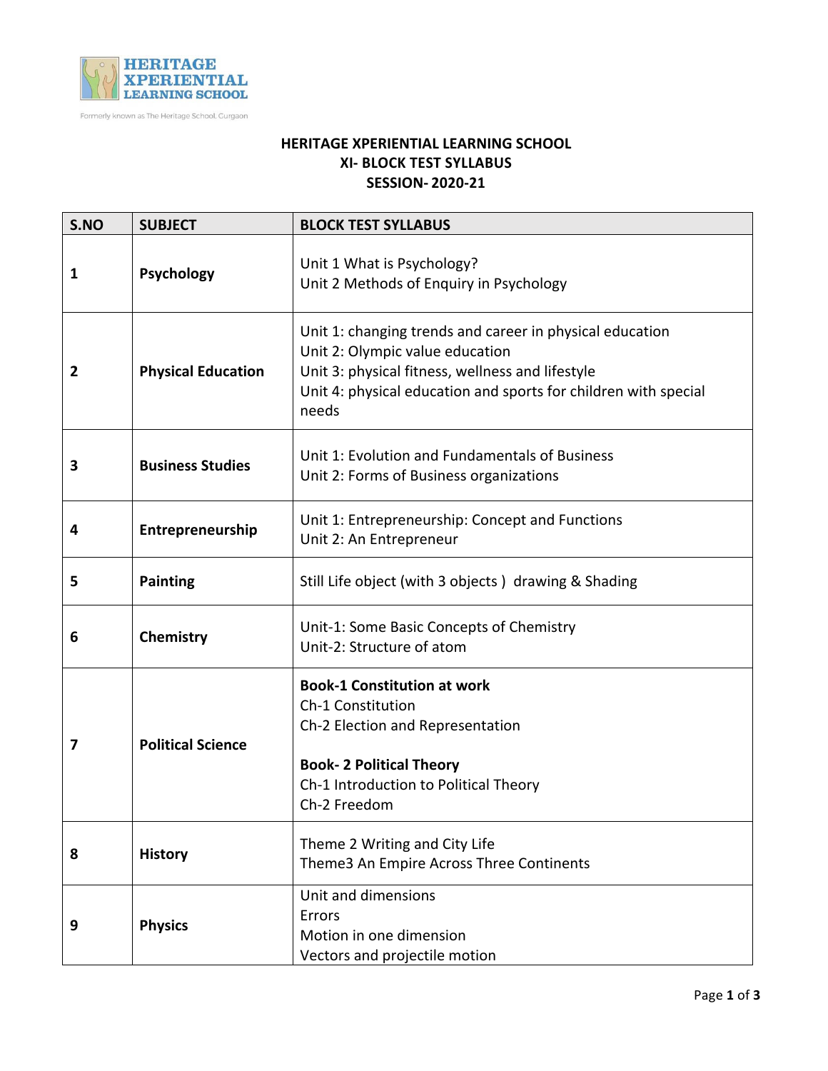HERITAGE XPERIENTIAL LEARNING SCHOOL

Formerly known as The Heritage School, Gurgaon

# HERITAGE XPERIENTIAL LEARNING SCHOOL
## XI- BLOCK TEST SYLLABUS
## SESSION- 2020-21

| S.NO | SUBJECT | BLOCK TEST SYLLABUS |
|---|---|---|
| 1 | **Psychology** | Unit 1 What is Psychology?<br>Unit 2 Methods of Enquiry in Psychology |
| 2 | **Physical Education** | Unit 1: changing trends and career in physical education<br>Unit 2: Olympic value education<br>Unit 3: physical fitness, wellness and lifestyle<br>Unit 4: physical education and sports for children with special needs |
| 3 | **Business Studies** | Unit 1: Evolution and Fundamentals of Business<br>Unit 2: Forms of Business organizations |
| 4 | **Entrepreneurship** | Unit 1: Entrepreneurship: Concept and Functions<br>Unit 2: An Entrepreneur |
| 5 | **Painting** | Still Life object (with 3 objects ) drawing & Shading |
| 6 | **Chemistry** | Unit-1: Some Basic Concepts of Chemistry<br>Unit-2: Structure of atom |
| 7 | **Political Science** | **Book-1 Constitution at work**<br>Ch-1 Constitution<br>Ch-2 Election and Representation<br><br>**Book- 2 Political Theory**<br>Ch-1 Introduction to Political Theory<br>Ch-2 Freedom |
| 8 | **History** | Theme 2 Writing and City Life<br>Theme3 An Empire Across Three Continents |
| 9 | **Physics** | Unit and dimensions<br>Errors<br>Motion in one dimension<br>Vectors and projectile motion |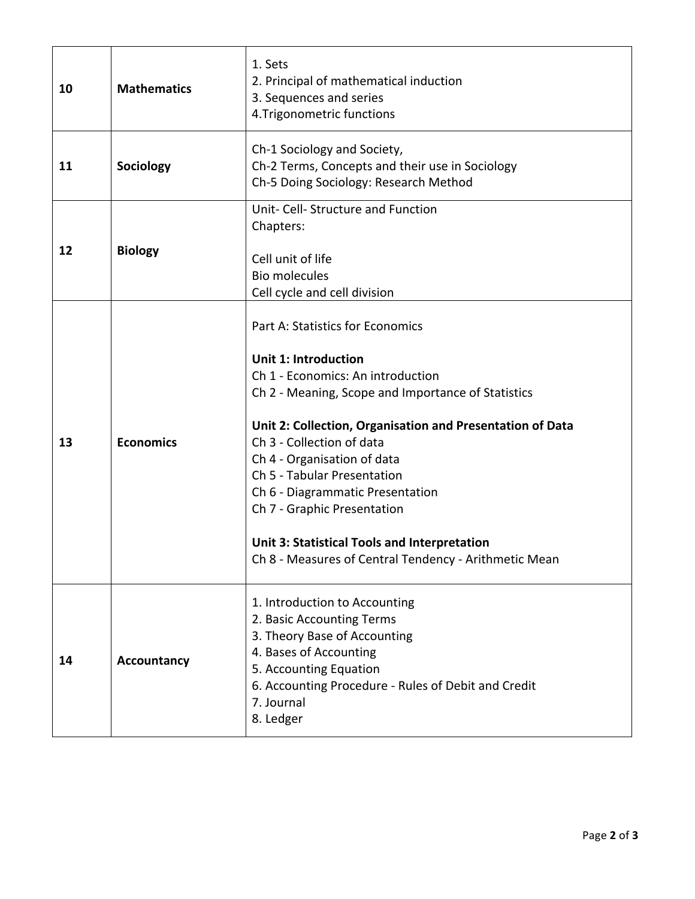| | | |
|---|---|---|
| **10** | **Mathematics** | 1. Sets<br>2. Principal of mathematical induction<br>3. Sequences and series<br>4.Trigonometric functions |
| **11** | **Sociology** | Ch-1 Sociology and Society,<br>Ch-2 Terms, Concepts and their use in Sociology<br>Ch-5 Doing Sociology: Research Method |
| **12** | **Biology** | Unit- Cell- Structure and Function<br>Chapters:<br><br>Cell unit of life<br>Bio molecules<br>Cell cycle and cell division |
| **13** | **Economics** | Part A: Statistics for Economics<br><br>**Unit 1: Introduction**<br>Ch 1 - Economics: An introduction<br>Ch 2 - Meaning, Scope and Importance of Statistics<br><br>**Unit 2: Collection, Organisation and Presentation of Data**<br>Ch 3 - Collection of data<br>Ch 4 - Organisation of data<br>Ch 5 - Tabular Presentation<br>Ch 6 - Diagrammatic Presentation<br>Ch 7 - Graphic Presentation<br><br>**Unit 3: Statistical Tools and Interpretation**<br>Ch 8 - Measures of Central Tendency - Arithmetic Mean |
| **14** | **Accountancy** | 1. Introduction to Accounting<br>2. Basic Accounting Terms<br>3. Theory Base of Accounting<br>4. Bases of Accounting<br>5. Accounting Equation<br>6. Accounting Procedure - Rules of Debit and Credit<br>7. Journal<br>8. Ledger |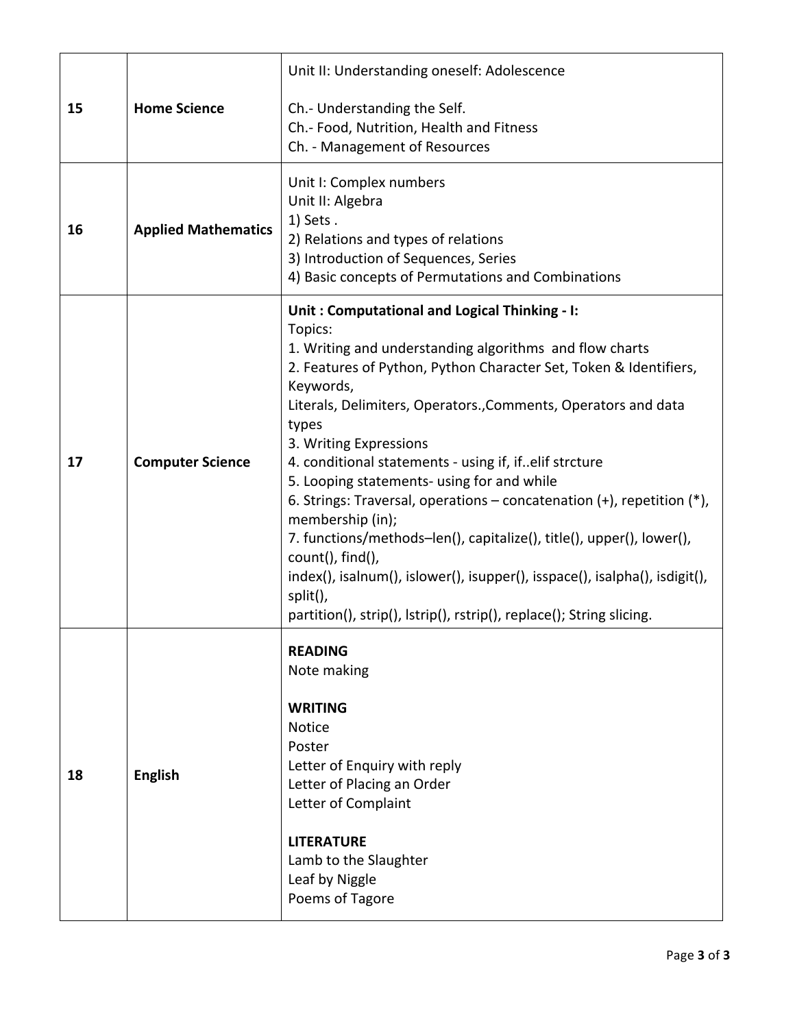| | | |
|---|---|---|
| **15** | **Home Science** | Unit II: Understanding oneself: Adolescence<br><br>Ch.- Understanding the Self.<br>Ch.- Food, Nutrition, Health and Fitness<br>Ch. - Management of Resources |
| **16** | **Applied Mathematics** | Unit I: Complex numbers<br>Unit II: Algebra<br>1) Sets .<br>2) Relations and types of relations<br>3) Introduction of Sequences, Series<br>4) Basic concepts of Permutations and Combinations |
| **17** | **Computer Science** | **Unit : Computational and Logical Thinking - I:**<br>Topics:<br>1. Writing and understanding algorithms and flow charts<br>2. Features of Python, Python Character Set, Token & Identifiers, Keywords,<br>Literals, Delimiters, Operators.,Comments, Operators and data types<br>3. Writing Expressions<br>4. conditional statements - using if, if..elif strcture<br>5. Looping statements- using for and while<br>6. Strings: Traversal, operations – concatenation (+), repetition (*), membership (in);<br>7. functions/methods–len(), capitalize(), title(), upper(), lower(), count(), find(),<br>index(), isalnum(), islower(), isupper(), isspace(), isalpha(), isdigit(), split(),<br>partition(), strip(), lstrip(), rstrip(), replace(); String slicing. |
| **18** | **English** | **READING**<br>Note making<br><br>**WRITING**<br>Notice<br>Poster<br>Letter of Enquiry with reply<br>Letter of Placing an Order<br>Letter of Complaint<br><br>**LITERATURE**<br>Lamb to the Slaughter<br>Leaf by Niggle<br>Poems of Tagore |